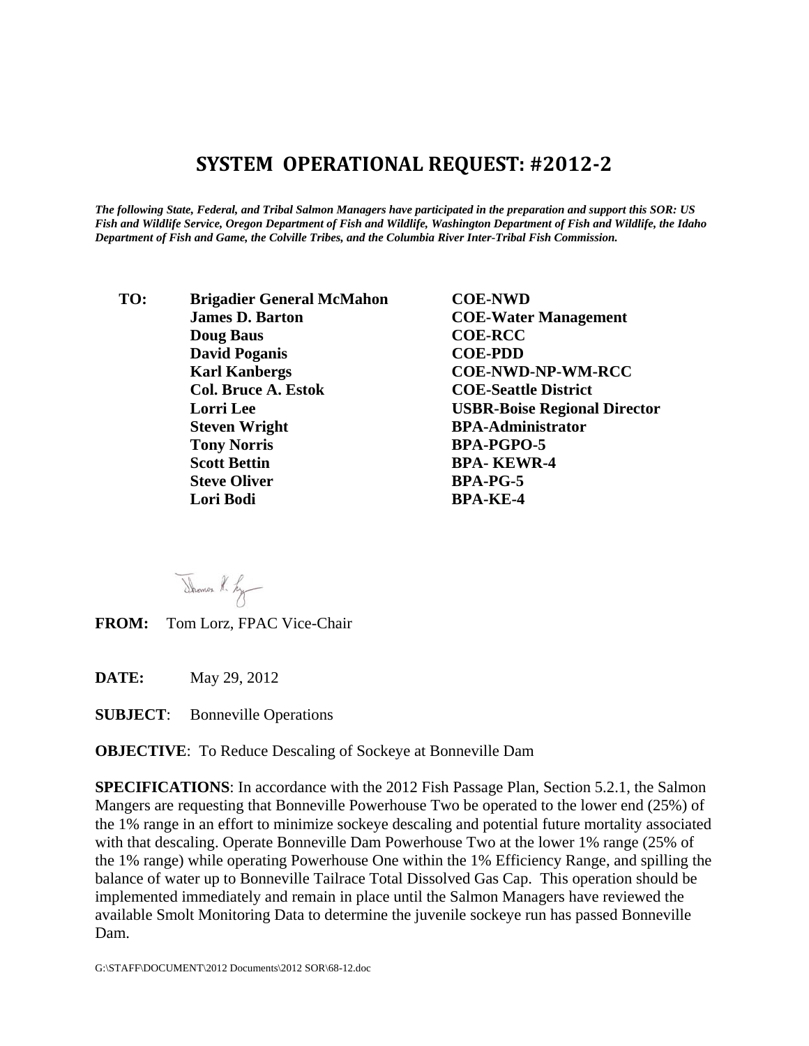# SYSTEM OPERATIONAL REQUEST: #2012-2

***The following State, Federal, and Tribal Salmon Managers have participated in the preparation and support this SOR: US Fish and Wildlife Service, Oregon Department of Fish and Wildlife, Washington Department of Fish and Wildlife, the Idaho Department of Fish and Game, the Colville Tribes, and the Columbia River Inter-Tribal Fish Commission.***

| **TO:** | **Brigadier General McMahon** | **COE-NWD** |
|---|---|---|
| | **James D. Barton** | **COE-Water Management** |
| | **Doug Baus** | **COE-RCC** |
| | **David Poganis** | **COE-PDD** |
| | **Karl Kanbergs** | **COE-NWD-NP-WM-RCC** |
| | **Col. Bruce A. Estok** | **COE-Seattle District** |
| | **Lorri Lee** | **USBR-Boise Regional Director** |
| | **Steven Wright** | **BPA-Administrator** |
| | **Tony Norris** | **BPA-PGPO-5** |
| | **Scott Bettin** | **BPA- KEWR-4** |
| | **Steve Oliver** | **BPA-PG-5** |
| | **Lori Bodi** | **BPA-KE-4** |

**FROM:** Tom Lorz, FPAC Vice-Chair

**DATE:** May 29, 2012

**SUBJECT**: Bonneville Operations

**OBJECTIVE**: To Reduce Descaling of Sockeye at Bonneville Dam

**SPECIFICATIONS**: In accordance with the 2012 Fish Passage Plan, Section 5.2.1, the Salmon Mangers are requesting that Bonneville Powerhouse Two be operated to the lower end (25%) of the 1% range in an effort to minimize sockeye descaling and potential future mortality associated with that descaling. Operate Bonneville Dam Powerhouse Two at the lower 1% range (25% of the 1% range) while operating Powerhouse One within the 1% Efficiency Range, and spilling the balance of water up to Bonneville Tailrace Total Dissolved Gas Cap. This operation should be implemented immediately and remain in place until the Salmon Managers have reviewed the available Smolt Monitoring Data to determine the juvenile sockeye run has passed Bonneville Dam.

G:\STAFF\DOCUMENT\2012 Documents\2012 SOR\68-12.doc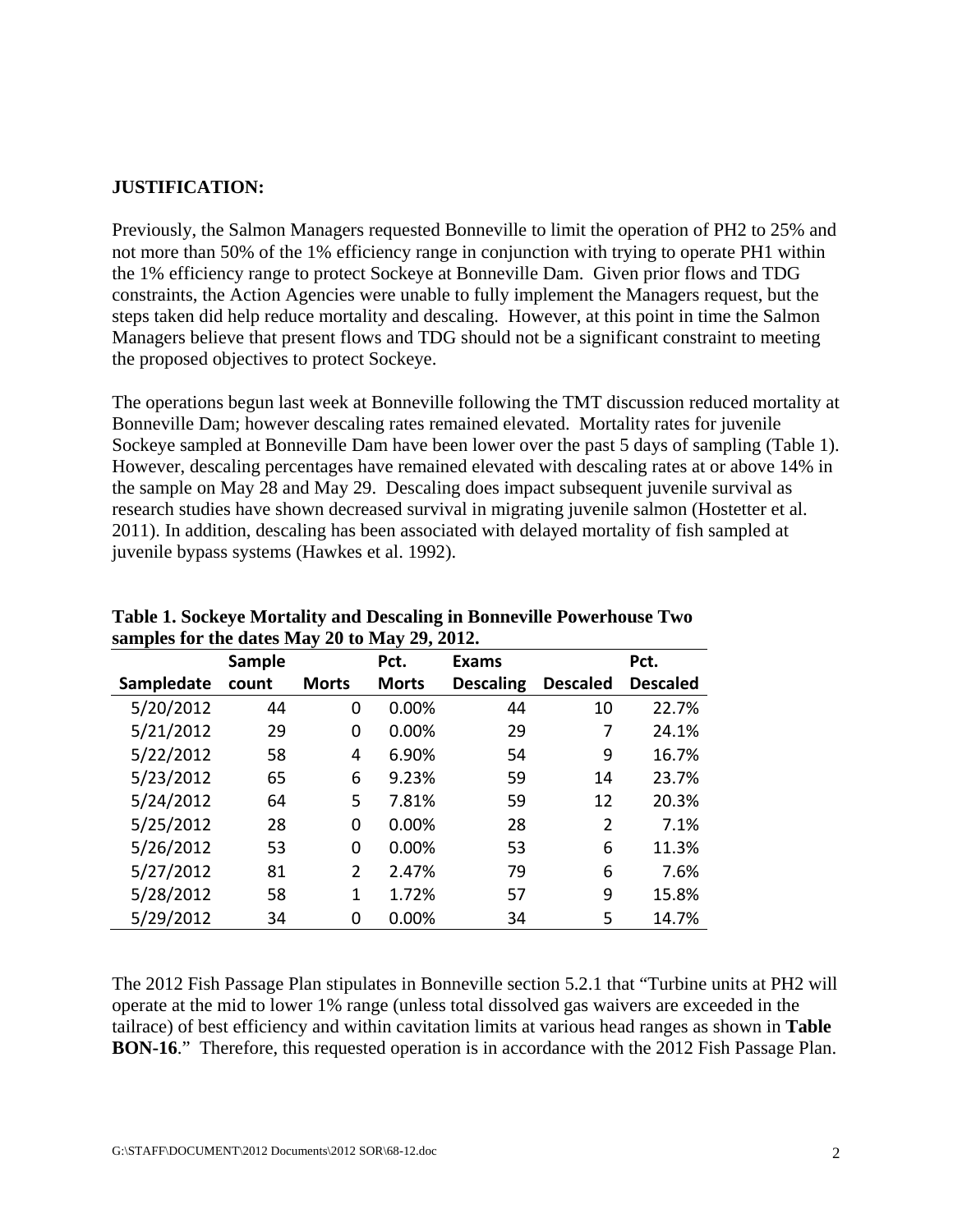**JUSTIFICATION:**

Previously, the Salmon Managers requested Bonneville to limit the operation of PH2 to 25% and not more than 50% of the 1% efficiency range in conjunction with trying to operate PH1 within the 1% efficiency range to protect Sockeye at Bonneville Dam. Given prior flows and TDG constraints, the Action Agencies were unable to fully implement the Managers request, but the steps taken did help reduce mortality and descaling. However, at this point in time the Salmon Managers believe that present flows and TDG should not be a significant constraint to meeting the proposed objectives to protect Sockeye.

The operations begun last week at Bonneville following the TMT discussion reduced mortality at Bonneville Dam; however descaling rates remained elevated. Mortality rates for juvenile Sockeye sampled at Bonneville Dam have been lower over the past 5 days of sampling (Table 1). However, descaling percentages have remained elevated with descaling rates at or above 14% in the sample on May 28 and May 29. Descaling does impact subsequent juvenile survival as research studies have shown decreased survival in migrating juvenile salmon (Hostetter et al. 2011). In addition, descaling has been associated with delayed mortality of fish sampled at juvenile bypass systems (Hawkes et al. 1992).

**Table 1. Sockeye Mortality and Descaling in Bonneville Powerhouse Two samples for the dates May 20 to May 29, 2012.**

| Sampledate | Sample count | Morts | Pct. Morts | Exams Descaling | Descaled | Pct. Descaled |
|---|---|---|---|---|---|---|
| 5/20/2012 | 44 | 0 | 0.00% | 44 | 10 | 22.7% |
| 5/21/2012 | 29 | 0 | 0.00% | 29 | 7 | 24.1% |
| 5/22/2012 | 58 | 4 | 6.90% | 54 | 9 | 16.7% |
| 5/23/2012 | 65 | 6 | 9.23% | 59 | 14 | 23.7% |
| 5/24/2012 | 64 | 5 | 7.81% | 59 | 12 | 20.3% |
| 5/25/2012 | 28 | 0 | 0.00% | 28 | 2 | 7.1% |
| 5/26/2012 | 53 | 0 | 0.00% | 53 | 6 | 11.3% |
| 5/27/2012 | 81 | 2 | 2.47% | 79 | 6 | 7.6% |
| 5/28/2012 | 58 | 1 | 1.72% | 57 | 9 | 15.8% |
| 5/29/2012 | 34 | 0 | 0.00% | 34 | 5 | 14.7% |

The 2012 Fish Passage Plan stipulates in Bonneville section 5.2.1 that "Turbine units at PH2 will operate at the mid to lower 1% range (unless total dissolved gas waivers are exceeded in the tailrace) of best efficiency and within cavitation limits at various head ranges as shown in **Table BON-16**." Therefore, this requested operation is in accordance with the 2012 Fish Passage Plan.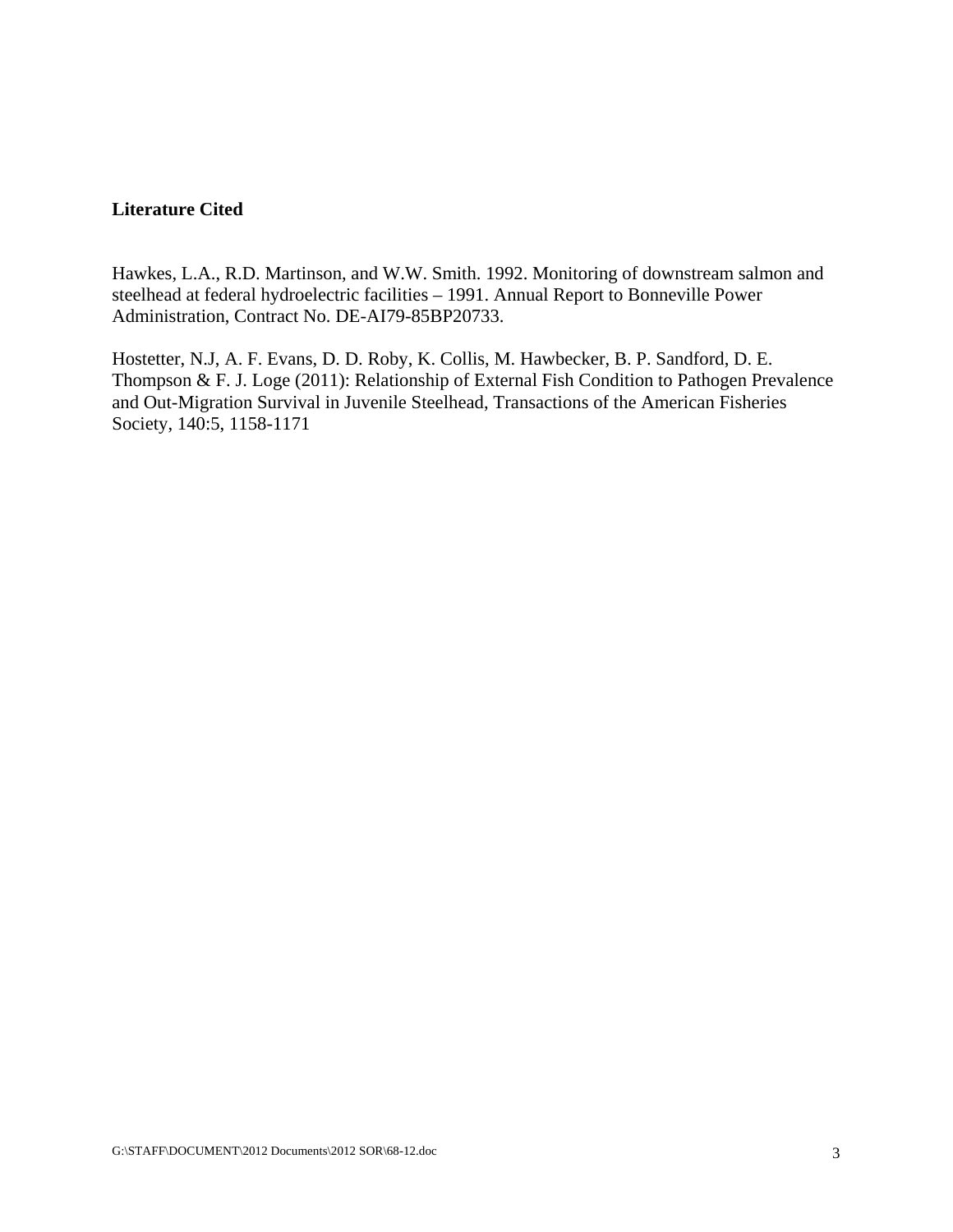**Literature Cited**

Hawkes, L.A., R.D. Martinson, and W.W. Smith. 1992. Monitoring of downstream salmon and steelhead at federal hydroelectric facilities – 1991. Annual Report to Bonneville Power Administration, Contract No. DE-AI79-85BP20733.

Hostetter, N.J, A. F. Evans, D. D. Roby, K. Collis, M. Hawbecker, B. P. Sandford, D. E. Thompson & F. J. Loge (2011): Relationship of External Fish Condition to Pathogen Prevalence and Out-Migration Survival in Juvenile Steelhead, Transactions of the American Fisheries Society, 140:5, 1158-1171